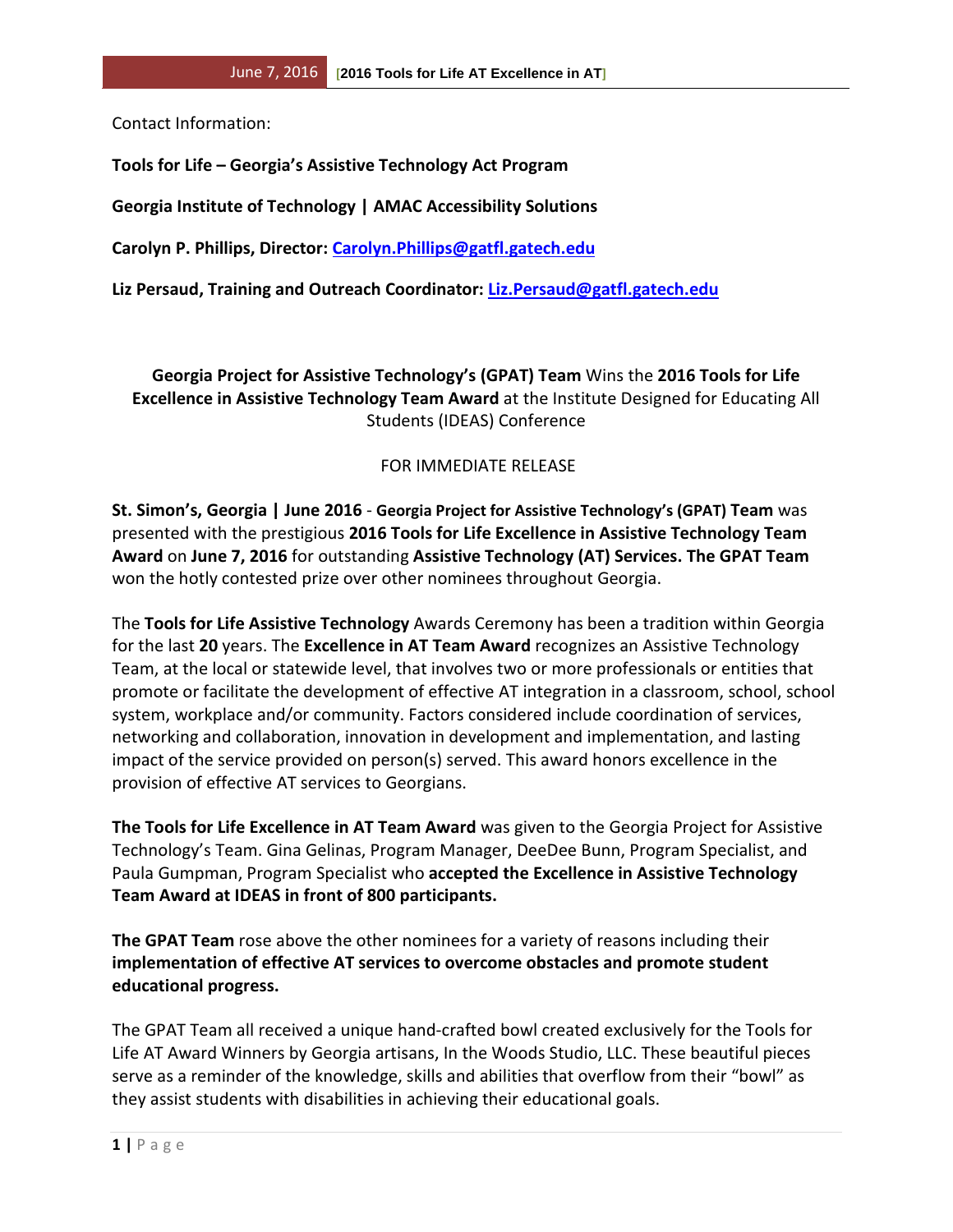Contact Information:

**Tools for Life – Georgia's Assistive Technology Act Program**

**Georgia Institute of Technology | AMAC Accessibility Solutions**

**Carolyn P. Phillips, Director: Carolyn.Phillips@gatfl.gatech.edu**

**Liz Persaud, Training and Outreach Coordinator: Liz.Persaud@gatfl.gatech.edu**

**Georgia Project for Assistive Technology's (GPAT) Team** Wins the **2016 Tools for Life Excellence in Assistive Technology Team Award** at the Institute Designed for Educating All Students (IDEAS) Conference

FOR IMMEDIATE RELEASE

**St. Simon's, Georgia | June 2016** - **Georgia Project for Assistive Technology's (GPAT) Team** was presented with the prestigious **2016 Tools for Life Excellence in Assistive Technology Team Award** on **June 7, 2016** for outstanding **Assistive Technology (AT) Services. The GPAT Team** won the hotly contested prize over other nominees throughout Georgia.

The **Tools for Life Assistive Technology** Awards Ceremony has been a tradition within Georgia for the last **20** years. The **Excellence in AT Team Award** recognizes an Assistive Technology Team, at the local or statewide level, that involves two or more professionals or entities that promote or facilitate the development of effective AT integration in a classroom, school, school system, workplace and/or community. Factors considered include coordination of services, networking and collaboration, innovation in development and implementation, and lasting impact of the service provided on person(s) served. This award honors excellence in the provision of effective AT services to Georgians.

**The Tools for Life Excellence in AT Team Award** was given to the Georgia Project for Assistive Technology's Team. Gina Gelinas, Program Manager, DeeDee Bunn, Program Specialist, and Paula Gumpman, Program Specialist who **accepted the Excellence in Assistive Technology Team Award at IDEAS in front of 800 participants.**

**The GPAT Team** rose above the other nominees for a variety of reasons including their **implementation of effective AT services to overcome obstacles and promote student educational progress.**

The GPAT Team all received a unique hand-crafted bowl created exclusively for the Tools for Life AT Award Winners by Georgia artisans, In the Woods Studio, LLC. These beautiful pieces serve as a reminder of the knowledge, skills and abilities that overflow from their "bowl" as they assist students with disabilities in achieving their educational goals.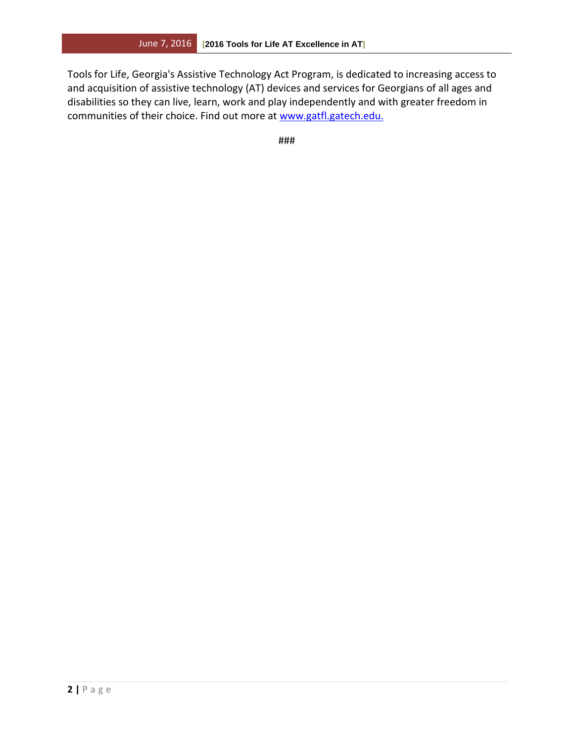Tools for Life, Georgia's Assistive Technology Act Program, is dedicated to increasing access to and acquisition of assistive technology (AT) devices and services for Georgians of all ages and disabilities so they can live, learn, work and play independently and with greater freedom in communities of their choice. Find out more at [www.gatfl.gatech.edu.](http://www.gatfl.gatech.edu)

###